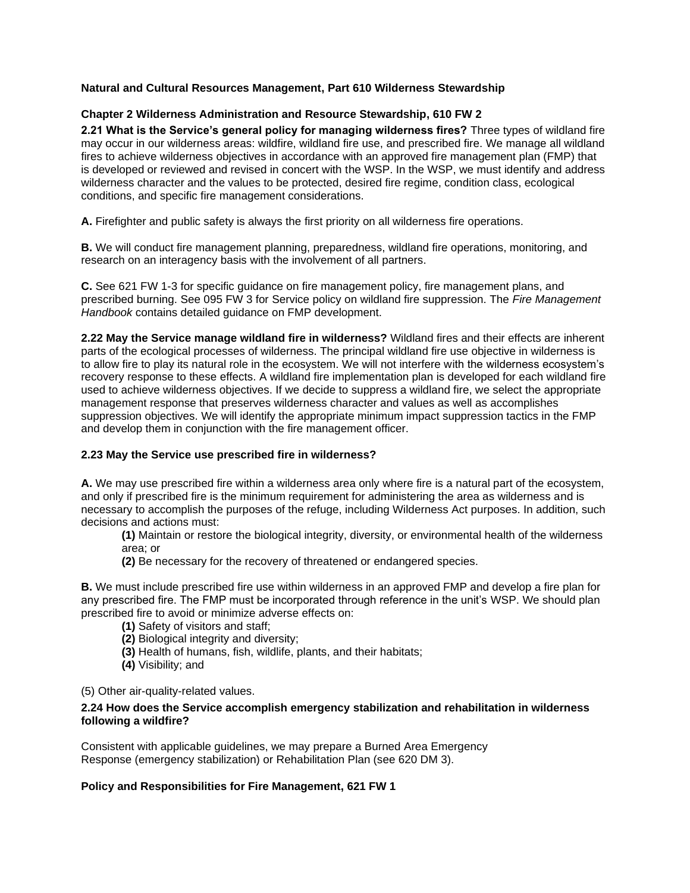**Natural and Cultural Resources Management, Part 610 Wilderness Stewardship**

**Chapter 2 Wilderness Administration and Resource Stewardship, 610 FW 2**

**2.21 What is the Service's general policy for managing wilderness fires?** Three types of wildland fire may occur in our wilderness areas: wildfire, wildland fire use, and prescribed fire. We manage all wildland fires to achieve wilderness objectives in accordance with an approved fire management plan (FMP) that is developed or reviewed and revised in concert with the WSP. In the WSP, we must identify and address wilderness character and the values to be protected, desired fire regime, condition class, ecological conditions, and specific fire management considerations.

**A.** Firefighter and public safety is always the first priority on all wilderness fire operations.

**B.** We will conduct fire management planning, preparedness, wildland fire operations, monitoring, and research on an interagency basis with the involvement of all partners.

**C.** See 621 FW 1-3 for specific guidance on fire management policy, fire management plans, and prescribed burning. See 095 FW 3 for Service policy on wildland fire suppression. The *Fire Management Handbook* contains detailed guidance on FMP development.

**2.22 May the Service manage wildland fire in wilderness?** Wildland fires and their effects are inherent parts of the ecological processes of wilderness. The principal wildland fire use objective in wilderness is to allow fire to play its natural role in the ecosystem. We will not interfere with the wilderness ecosystem's recovery response to these effects. A wildland fire implementation plan is developed for each wildland fire used to achieve wilderness objectives. If we decide to suppress a wildland fire, we select the appropriate management response that preserves wilderness character and values as well as accomplishes suppression objectives. We will identify the appropriate minimum impact suppression tactics in the FMP and develop them in conjunction with the fire management officer.

**2.23 May the Service use prescribed fire in wilderness?**

**A.** We may use prescribed fire within a wilderness area only where fire is a natural part of the ecosystem, and only if prescribed fire is the minimum requirement for administering the area as wilderness and is necessary to accomplish the purposes of the refuge, including Wilderness Act purposes. In addition, such decisions and actions must:

> **(1)** Maintain or restore the biological integrity, diversity, or environmental health of the wilderness area; or
>
> **(2)** Be necessary for the recovery of threatened or endangered species.

**B.** We must include prescribed fire use within wilderness in an approved FMP and develop a fire plan for any prescribed fire. The FMP must be incorporated through reference in the unit's WSP. We should plan prescribed fire to avoid or minimize adverse effects on:

> **(1)** Safety of visitors and staff;
>
> **(2)** Biological integrity and diversity;
>
> **(3)** Health of humans, fish, wildlife, plants, and their habitats;
>
> **(4)** Visibility; and

(5) Other air-quality-related values.

**2.24 How does the Service accomplish emergency stabilization and rehabilitation in wilderness following a wildfire?**

Consistent with applicable guidelines, we may prepare a Burned Area Emergency Response (emergency stabilization) or Rehabilitation Plan (see 620 DM 3).

**Policy and Responsibilities for Fire Management, 621 FW 1**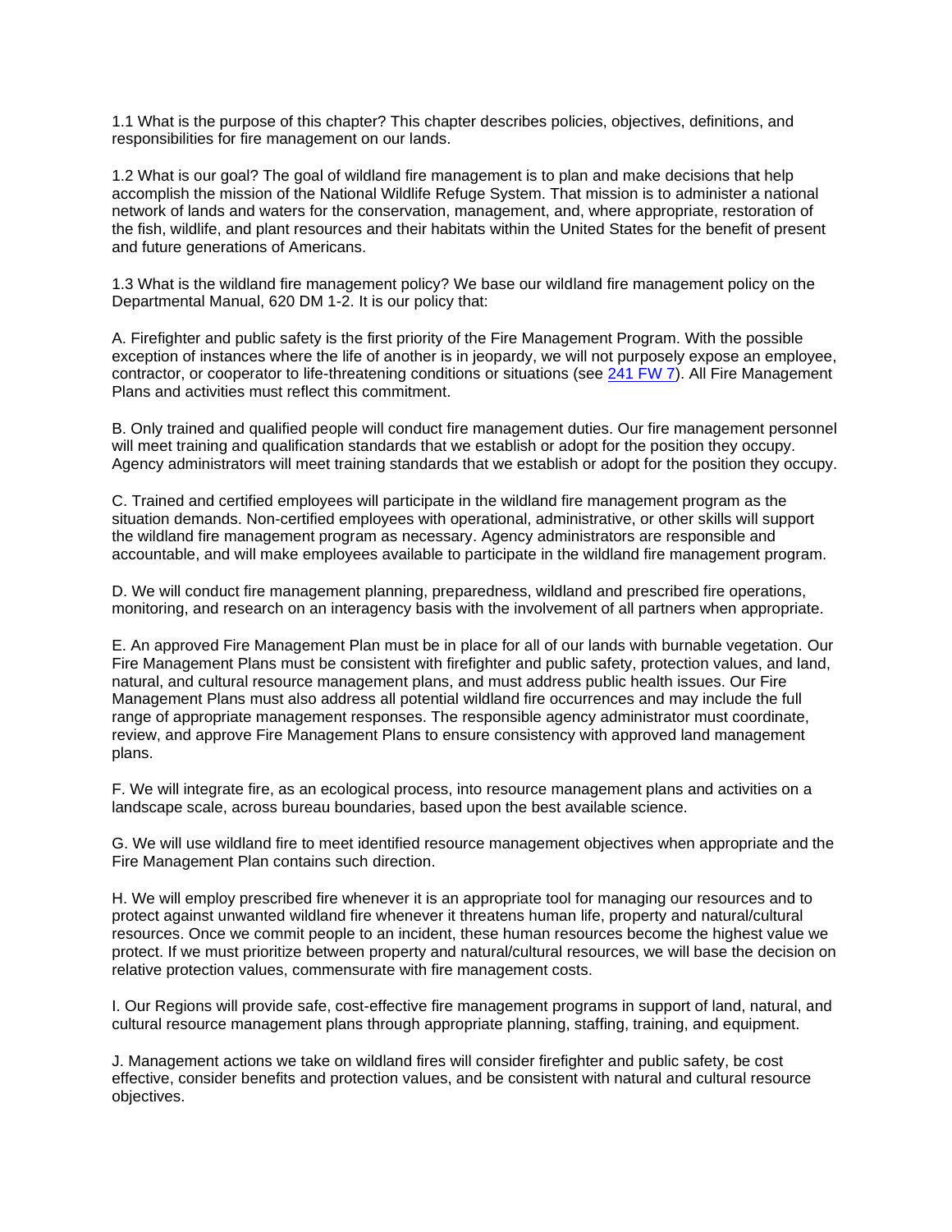1.1 What is the purpose of this chapter? This chapter describes policies, objectives, definitions, and responsibilities for fire management on our lands.

1.2 What is our goal? The goal of wildland fire management is to plan and make decisions that help accomplish the mission of the National Wildlife Refuge System. That mission is to administer a national network of lands and waters for the conservation, management, and, where appropriate, restoration of the fish, wildlife, and plant resources and their habitats within the United States for the benefit of present and future generations of Americans.

1.3 What is the wildland fire management policy? We base our wildland fire management policy on the Departmental Manual, 620 DM 1-2. It is our policy that:

A. Firefighter and public safety is the first priority of the Fire Management Program. With the possible exception of instances where the life of another is in jeopardy, we will not purposely expose an employee, contractor, or cooperator to life-threatening conditions or situations (see [241 FW 7](241 FW 7)). All Fire Management Plans and activities must reflect this commitment.

B. Only trained and qualified people will conduct fire management duties. Our fire management personnel will meet training and qualification standards that we establish or adopt for the position they occupy. Agency administrators will meet training standards that we establish or adopt for the position they occupy.

C. Trained and certified employees will participate in the wildland fire management program as the situation demands. Non-certified employees with operational, administrative, or other skills will support the wildland fire management program as necessary. Agency administrators are responsible and accountable, and will make employees available to participate in the wildland fire management program.

D. We will conduct fire management planning, preparedness, wildland and prescribed fire operations, monitoring, and research on an interagency basis with the involvement of all partners when appropriate.

E. An approved Fire Management Plan must be in place for all of our lands with burnable vegetation. Our Fire Management Plans must be consistent with firefighter and public safety, protection values, and land, natural, and cultural resource management plans, and must address public health issues. Our Fire Management Plans must also address all potential wildland fire occurrences and may include the full range of appropriate management responses. The responsible agency administrator must coordinate, review, and approve Fire Management Plans to ensure consistency with approved land management plans.

F. We will integrate fire, as an ecological process, into resource management plans and activities on a landscape scale, across bureau boundaries, based upon the best available science.

G. We will use wildland fire to meet identified resource management objectives when appropriate and the Fire Management Plan contains such direction.

H. We will employ prescribed fire whenever it is an appropriate tool for managing our resources and to protect against unwanted wildland fire whenever it threatens human life, property and natural/cultural resources. Once we commit people to an incident, these human resources become the highest value we protect. If we must prioritize between property and natural/cultural resources, we will base the decision on relative protection values, commensurate with fire management costs.

I. Our Regions will provide safe, cost-effective fire management programs in support of land, natural, and cultural resource management plans through appropriate planning, staffing, training, and equipment.

J. Management actions we take on wildland fires will consider firefighter and public safety, be cost effective, consider benefits and protection values, and be consistent with natural and cultural resource objectives.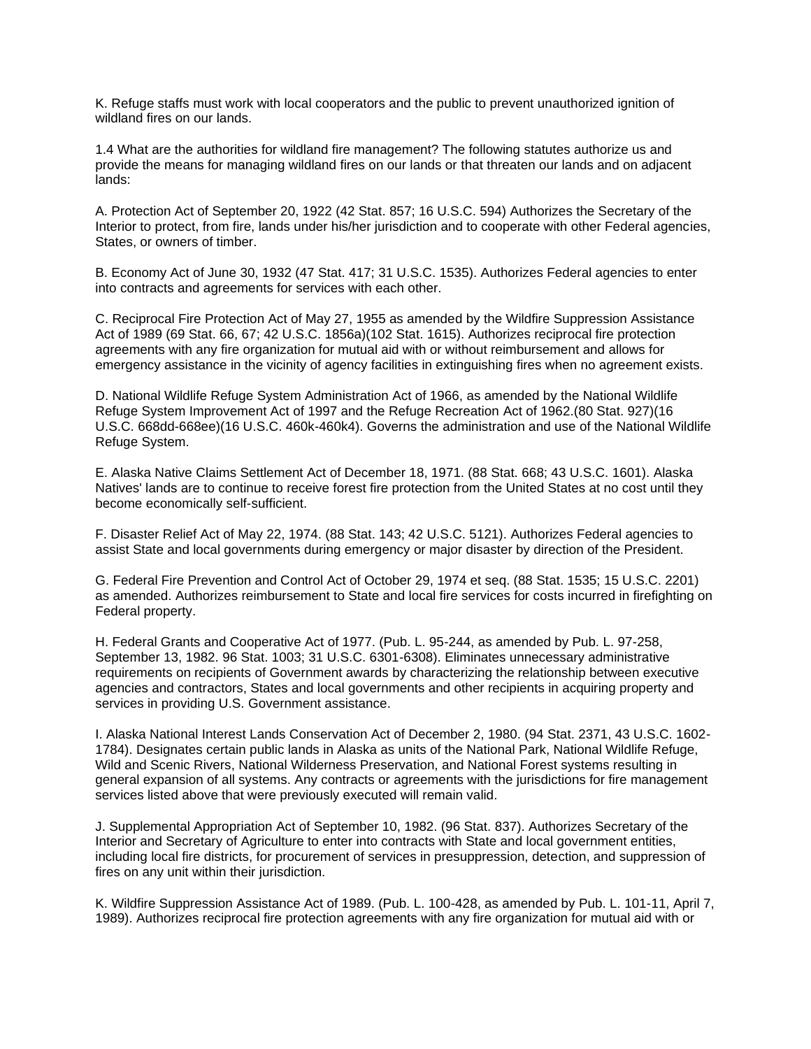K. Refuge staffs must work with local cooperators and the public to prevent unauthorized ignition of wildland fires on our lands.

1.4 What are the authorities for wildland fire management? The following statutes authorize us and provide the means for managing wildland fires on our lands or that threaten our lands and on adjacent lands:

A. Protection Act of September 20, 1922 (42 Stat. 857; 16 U.S.C. 594) Authorizes the Secretary of the Interior to protect, from fire, lands under his/her jurisdiction and to cooperate with other Federal agencies, States, or owners of timber.

B. Economy Act of June 30, 1932 (47 Stat. 417; 31 U.S.C. 1535). Authorizes Federal agencies to enter into contracts and agreements for services with each other.

C. Reciprocal Fire Protection Act of May 27, 1955 as amended by the Wildfire Suppression Assistance Act of 1989 (69 Stat. 66, 67; 42 U.S.C. 1856a)(102 Stat. 1615). Authorizes reciprocal fire protection agreements with any fire organization for mutual aid with or without reimbursement and allows for emergency assistance in the vicinity of agency facilities in extinguishing fires when no agreement exists.

D. National Wildlife Refuge System Administration Act of 1966, as amended by the National Wildlife Refuge System Improvement Act of 1997 and the Refuge Recreation Act of 1962.(80 Stat. 927)(16 U.S.C. 668dd-668ee)(16 U.S.C. 460k-460k4). Governs the administration and use of the National Wildlife Refuge System.

E. Alaska Native Claims Settlement Act of December 18, 1971. (88 Stat. 668; 43 U.S.C. 1601). Alaska Natives' lands are to continue to receive forest fire protection from the United States at no cost until they become economically self-sufficient.

F. Disaster Relief Act of May 22, 1974. (88 Stat. 143; 42 U.S.C. 5121). Authorizes Federal agencies to assist State and local governments during emergency or major disaster by direction of the President.

G. Federal Fire Prevention and Control Act of October 29, 1974 et seq. (88 Stat. 1535; 15 U.S.C. 2201) as amended. Authorizes reimbursement to State and local fire services for costs incurred in firefighting on Federal property.

H. Federal Grants and Cooperative Act of 1977. (Pub. L. 95-244, as amended by Pub. L. 97-258, September 13, 1982. 96 Stat. 1003; 31 U.S.C. 6301-6308). Eliminates unnecessary administrative requirements on recipients of Government awards by characterizing the relationship between executive agencies and contractors, States and local governments and other recipients in acquiring property and services in providing U.S. Government assistance.

I. Alaska National Interest Lands Conservation Act of December 2, 1980. (94 Stat. 2371, 43 U.S.C. 1602-1784). Designates certain public lands in Alaska as units of the National Park, National Wildlife Refuge, Wild and Scenic Rivers, National Wilderness Preservation, and National Forest systems resulting in general expansion of all systems. Any contracts or agreements with the jurisdictions for fire management services listed above that were previously executed will remain valid.

J. Supplemental Appropriation Act of September 10, 1982. (96 Stat. 837). Authorizes Secretary of the Interior and Secretary of Agriculture to enter into contracts with State and local government entities, including local fire districts, for procurement of services in presuppression, detection, and suppression of fires on any unit within their jurisdiction.

K. Wildfire Suppression Assistance Act of 1989. (Pub. L. 100-428, as amended by Pub. L. 101-11, April 7, 1989). Authorizes reciprocal fire protection agreements with any fire organization for mutual aid with or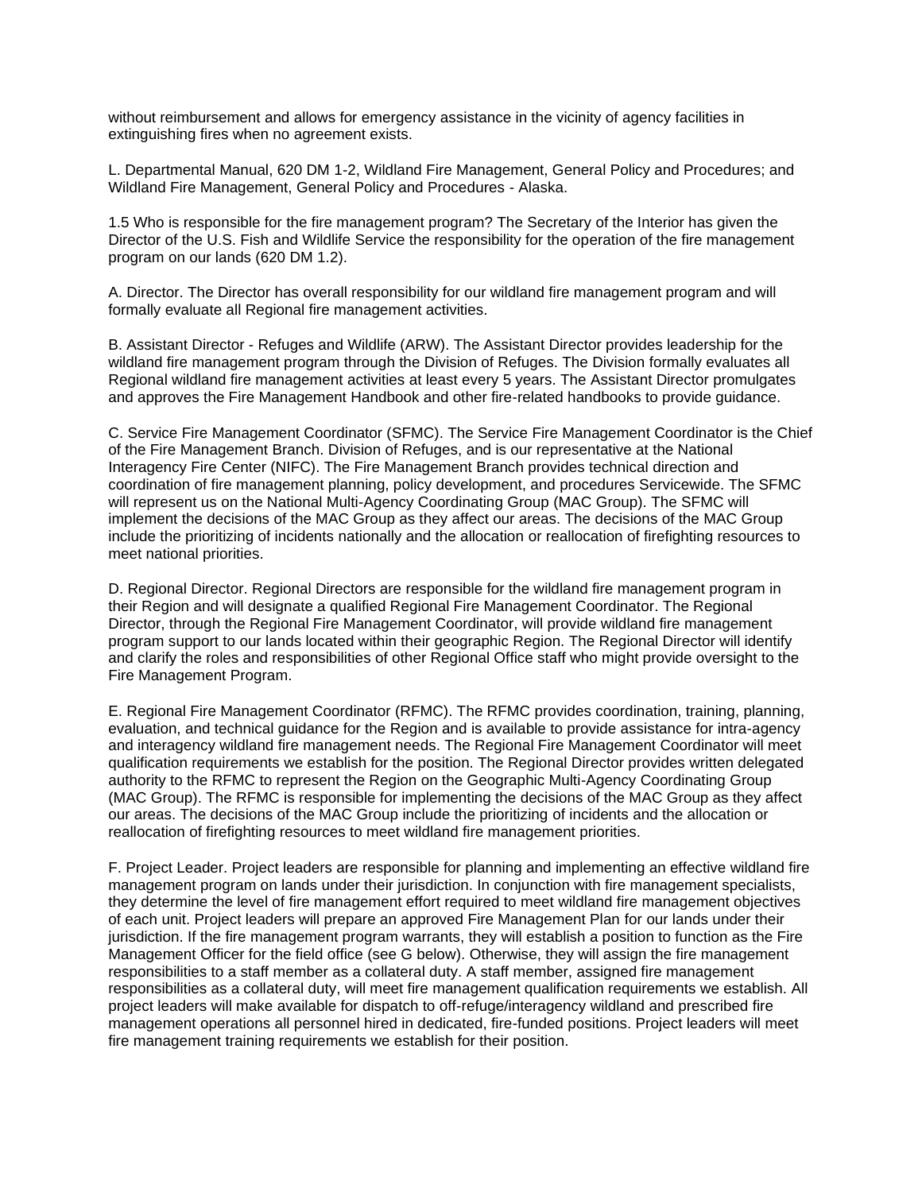without reimbursement and allows for emergency assistance in the vicinity of agency facilities in extinguishing fires when no agreement exists.

L. Departmental Manual, 620 DM 1-2, Wildland Fire Management, General Policy and Procedures; and Wildland Fire Management, General Policy and Procedures - Alaska.

1.5 Who is responsible for the fire management program? The Secretary of the Interior has given the Director of the U.S. Fish and Wildlife Service the responsibility for the operation of the fire management program on our lands (620 DM 1.2).

A. Director. The Director has overall responsibility for our wildland fire management program and will formally evaluate all Regional fire management activities.

B. Assistant Director - Refuges and Wildlife (ARW). The Assistant Director provides leadership for the wildland fire management program through the Division of Refuges. The Division formally evaluates all Regional wildland fire management activities at least every 5 years. The Assistant Director promulgates and approves the Fire Management Handbook and other fire-related handbooks to provide guidance.

C. Service Fire Management Coordinator (SFMC). The Service Fire Management Coordinator is the Chief of the Fire Management Branch. Division of Refuges, and is our representative at the National Interagency Fire Center (NIFC). The Fire Management Branch provides technical direction and coordination of fire management planning, policy development, and procedures Servicewide. The SFMC will represent us on the National Multi-Agency Coordinating Group (MAC Group). The SFMC will implement the decisions of the MAC Group as they affect our areas. The decisions of the MAC Group include the prioritizing of incidents nationally and the allocation or reallocation of firefighting resources to meet national priorities.

D. Regional Director. Regional Directors are responsible for the wildland fire management program in their Region and will designate a qualified Regional Fire Management Coordinator. The Regional Director, through the Regional Fire Management Coordinator, will provide wildland fire management program support to our lands located within their geographic Region. The Regional Director will identify and clarify the roles and responsibilities of other Regional Office staff who might provide oversight to the Fire Management Program.

E. Regional Fire Management Coordinator (RFMC). The RFMC provides coordination, training, planning, evaluation, and technical guidance for the Region and is available to provide assistance for intra-agency and interagency wildland fire management needs. The Regional Fire Management Coordinator will meet qualification requirements we establish for the position. The Regional Director provides written delegated authority to the RFMC to represent the Region on the Geographic Multi-Agency Coordinating Group (MAC Group). The RFMC is responsible for implementing the decisions of the MAC Group as they affect our areas. The decisions of the MAC Group include the prioritizing of incidents and the allocation or reallocation of firefighting resources to meet wildland fire management priorities.

F. Project Leader. Project leaders are responsible for planning and implementing an effective wildland fire management program on lands under their jurisdiction. In conjunction with fire management specialists, they determine the level of fire management effort required to meet wildland fire management objectives of each unit. Project leaders will prepare an approved Fire Management Plan for our lands under their jurisdiction. If the fire management program warrants, they will establish a position to function as the Fire Management Officer for the field office (see G below). Otherwise, they will assign the fire management responsibilities to a staff member as a collateral duty. A staff member, assigned fire management responsibilities as a collateral duty, will meet fire management qualification requirements we establish. All project leaders will make available for dispatch to off-refuge/interagency wildland and prescribed fire management operations all personnel hired in dedicated, fire-funded positions. Project leaders will meet fire management training requirements we establish for their position.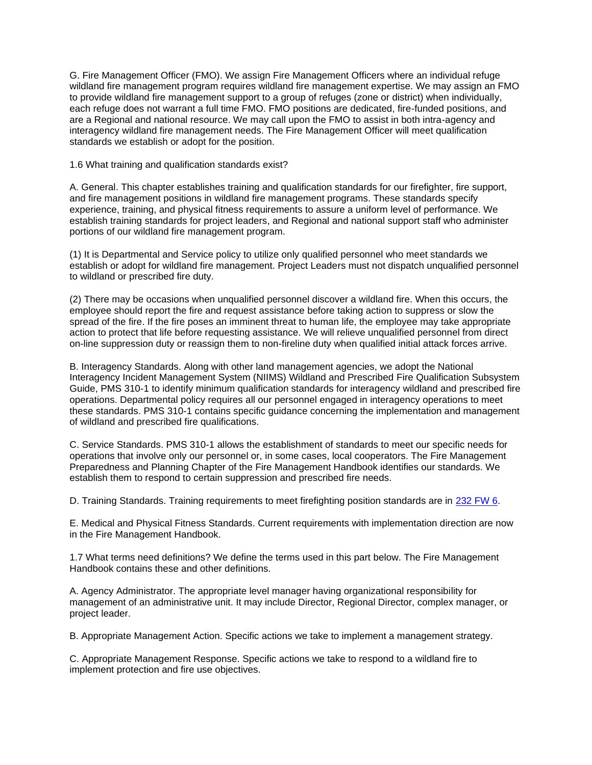G. Fire Management Officer (FMO). We assign Fire Management Officers where an individual refuge wildland fire management program requires wildland fire management expertise. We may assign an FMO to provide wildland fire management support to a group of refuges (zone or district) when individually, each refuge does not warrant a full time FMO. FMO positions are dedicated, fire-funded positions, and are a Regional and national resource. We may call upon the FMO to assist in both intra-agency and interagency wildland fire management needs. The Fire Management Officer will meet qualification standards we establish or adopt for the position.

1.6 What training and qualification standards exist?

A. General. This chapter establishes training and qualification standards for our firefighter, fire support, and fire management positions in wildland fire management programs. These standards specify experience, training, and physical fitness requirements to assure a uniform level of performance. We establish training standards for project leaders, and Regional and national support staff who administer portions of our wildland fire management program.

(1) It is Departmental and Service policy to utilize only qualified personnel who meet standards we establish or adopt for wildland fire management. Project Leaders must not dispatch unqualified personnel to wildland or prescribed fire duty.

(2) There may be occasions when unqualified personnel discover a wildland fire. When this occurs, the employee should report the fire and request assistance before taking action to suppress or slow the spread of the fire. If the fire poses an imminent threat to human life, the employee may take appropriate action to protect that life before requesting assistance. We will relieve unqualified personnel from direct on-line suppression duty or reassign them to non-fireline duty when qualified initial attack forces arrive.

B. Interagency Standards. Along with other land management agencies, we adopt the National Interagency Incident Management System (NIIMS) Wildland and Prescribed Fire Qualification Subsystem Guide, PMS 310-1 to identify minimum qualification standards for interagency wildland and prescribed fire operations. Departmental policy requires all our personnel engaged in interagency operations to meet these standards. PMS 310-1 contains specific guidance concerning the implementation and management of wildland and prescribed fire qualifications.

C. Service Standards. PMS 310-1 allows the establishment of standards to meet our specific needs for operations that involve only our personnel or, in some cases, local cooperators. The Fire Management Preparedness and Planning Chapter of the Fire Management Handbook identifies our standards. We establish them to respond to certain suppression and prescribed fire needs.

D. Training Standards. Training requirements to meet firefighting position standards are in 232 FW 6.

E. Medical and Physical Fitness Standards. Current requirements with implementation direction are now in the Fire Management Handbook.

1.7 What terms need definitions? We define the terms used in this part below. The Fire Management Handbook contains these and other definitions.

A. Agency Administrator. The appropriate level manager having organizational responsibility for management of an administrative unit. It may include Director, Regional Director, complex manager, or project leader.

B. Appropriate Management Action. Specific actions we take to implement a management strategy.

C. Appropriate Management Response. Specific actions we take to respond to a wildland fire to implement protection and fire use objectives.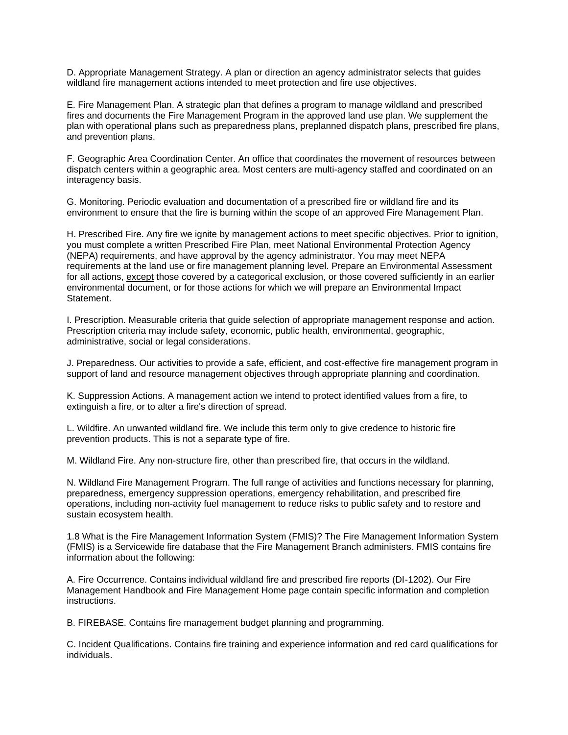D. Appropriate Management Strategy. A plan or direction an agency administrator selects that guides wildland fire management actions intended to meet protection and fire use objectives.

E. Fire Management Plan. A strategic plan that defines a program to manage wildland and prescribed fires and documents the Fire Management Program in the approved land use plan. We supplement the plan with operational plans such as preparedness plans, preplanned dispatch plans, prescribed fire plans, and prevention plans.

F. Geographic Area Coordination Center. An office that coordinates the movement of resources between dispatch centers within a geographic area. Most centers are multi-agency staffed and coordinated on an interagency basis.

G. Monitoring. Periodic evaluation and documentation of a prescribed fire or wildland fire and its environment to ensure that the fire is burning within the scope of an approved Fire Management Plan.

H. Prescribed Fire. Any fire we ignite by management actions to meet specific objectives. Prior to ignition, you must complete a written Prescribed Fire Plan, meet National Environmental Protection Agency (NEPA) requirements, and have approval by the agency administrator. You may meet NEPA requirements at the land use or fire management planning level. Prepare an Environmental Assessment for all actions, <u>except</u> those covered by a categorical exclusion, or those covered sufficiently in an earlier environmental document, or for those actions for which we will prepare an Environmental Impact Statement.

I. Prescription. Measurable criteria that guide selection of appropriate management response and action. Prescription criteria may include safety, economic, public health, environmental, geographic, administrative, social or legal considerations.

J. Preparedness. Our activities to provide a safe, efficient, and cost-effective fire management program in support of land and resource management objectives through appropriate planning and coordination.

K. Suppression Actions. A management action we intend to protect identified values from a fire, to extinguish a fire, or to alter a fire's direction of spread.

L. Wildfire. An unwanted wildland fire. We include this term only to give credence to historic fire prevention products. This is not a separate type of fire.

M. Wildland Fire. Any non-structure fire, other than prescribed fire, that occurs in the wildland.

N. Wildland Fire Management Program. The full range of activities and functions necessary for planning, preparedness, emergency suppression operations, emergency rehabilitation, and prescribed fire operations, including non-activity fuel management to reduce risks to public safety and to restore and sustain ecosystem health.

1.8 What is the Fire Management Information System (FMIS)? The Fire Management Information System (FMIS) is a Servicewide fire database that the Fire Management Branch administers. FMIS contains fire information about the following:

A. Fire Occurrence. Contains individual wildland fire and prescribed fire reports (DI-1202). Our Fire Management Handbook and Fire Management Home page contain specific information and completion instructions.

B. FIREBASE. Contains fire management budget planning and programming.

C. Incident Qualifications. Contains fire training and experience information and red card qualifications for individuals.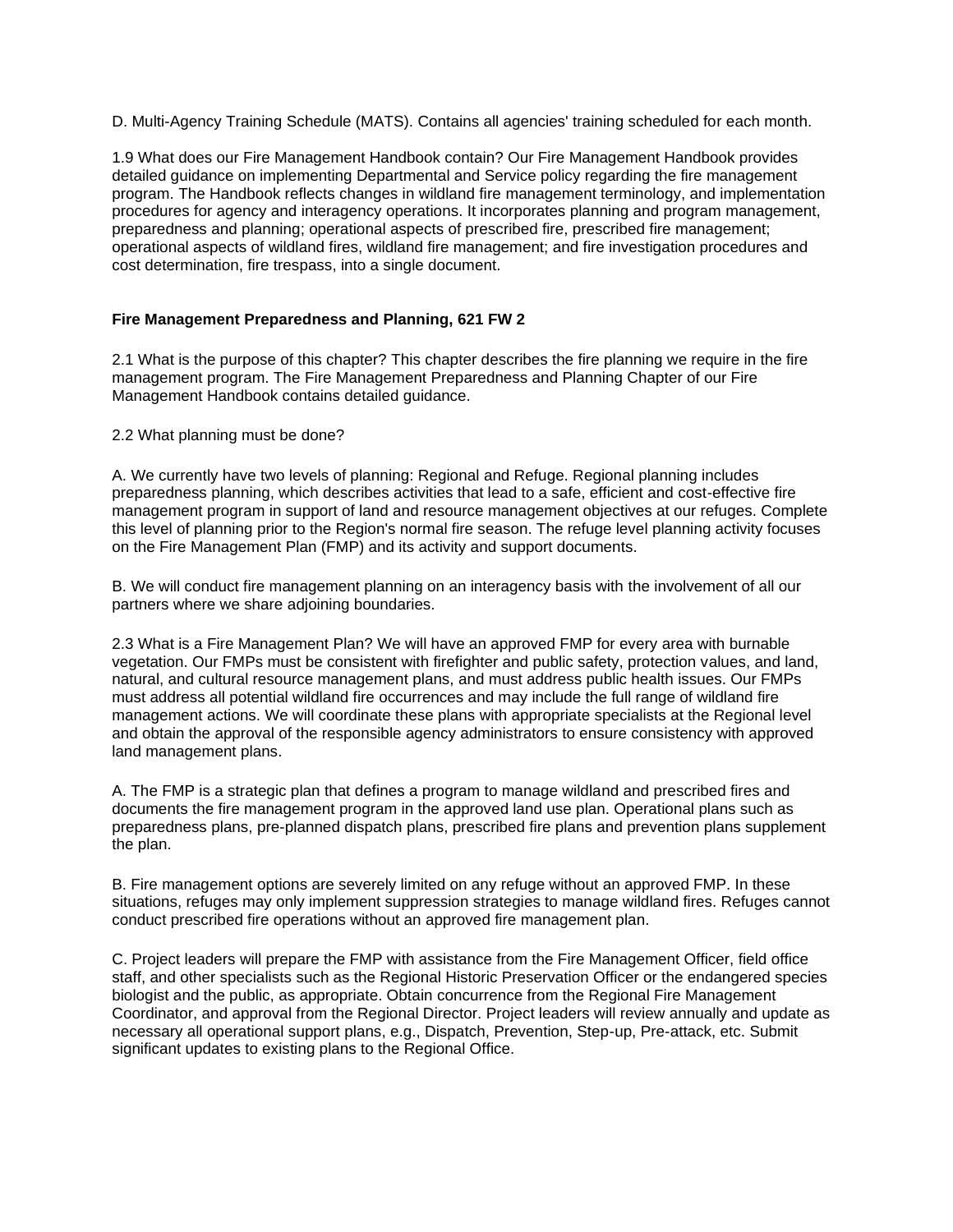D. Multi-Agency Training Schedule (MATS). Contains all agencies' training scheduled for each month.

1.9 What does our Fire Management Handbook contain? Our Fire Management Handbook provides detailed guidance on implementing Departmental and Service policy regarding the fire management program. The Handbook reflects changes in wildland fire management terminology, and implementation procedures for agency and interagency operations. It incorporates planning and program management, preparedness and planning; operational aspects of prescribed fire, prescribed fire management; operational aspects of wildland fires, wildland fire management; and fire investigation procedures and cost determination, fire trespass, into a single document.

**Fire Management Preparedness and Planning, 621 FW 2**

2.1 What is the purpose of this chapter? This chapter describes the fire planning we require in the fire management program. The Fire Management Preparedness and Planning Chapter of our Fire Management Handbook contains detailed guidance.

2.2 What planning must be done?

A. We currently have two levels of planning: Regional and Refuge. Regional planning includes preparedness planning, which describes activities that lead to a safe, efficient and cost-effective fire management program in support of land and resource management objectives at our refuges. Complete this level of planning prior to the Region's normal fire season. The refuge level planning activity focuses on the Fire Management Plan (FMP) and its activity and support documents.

B. We will conduct fire management planning on an interagency basis with the involvement of all our partners where we share adjoining boundaries.

2.3 What is a Fire Management Plan? We will have an approved FMP for every area with burnable vegetation. Our FMPs must be consistent with firefighter and public safety, protection values, and land, natural, and cultural resource management plans, and must address public health issues. Our FMPs must address all potential wildland fire occurrences and may include the full range of wildland fire management actions. We will coordinate these plans with appropriate specialists at the Regional level and obtain the approval of the responsible agency administrators to ensure consistency with approved land management plans.

A. The FMP is a strategic plan that defines a program to manage wildland and prescribed fires and documents the fire management program in the approved land use plan. Operational plans such as preparedness plans, pre-planned dispatch plans, prescribed fire plans and prevention plans supplement the plan.

B. Fire management options are severely limited on any refuge without an approved FMP. In these situations, refuges may only implement suppression strategies to manage wildland fires. Refuges cannot conduct prescribed fire operations without an approved fire management plan.

C. Project leaders will prepare the FMP with assistance from the Fire Management Officer, field office staff, and other specialists such as the Regional Historic Preservation Officer or the endangered species biologist and the public, as appropriate. Obtain concurrence from the Regional Fire Management Coordinator, and approval from the Regional Director. Project leaders will review annually and update as necessary all operational support plans, e.g., Dispatch, Prevention, Step-up, Pre-attack, etc. Submit significant updates to existing plans to the Regional Office.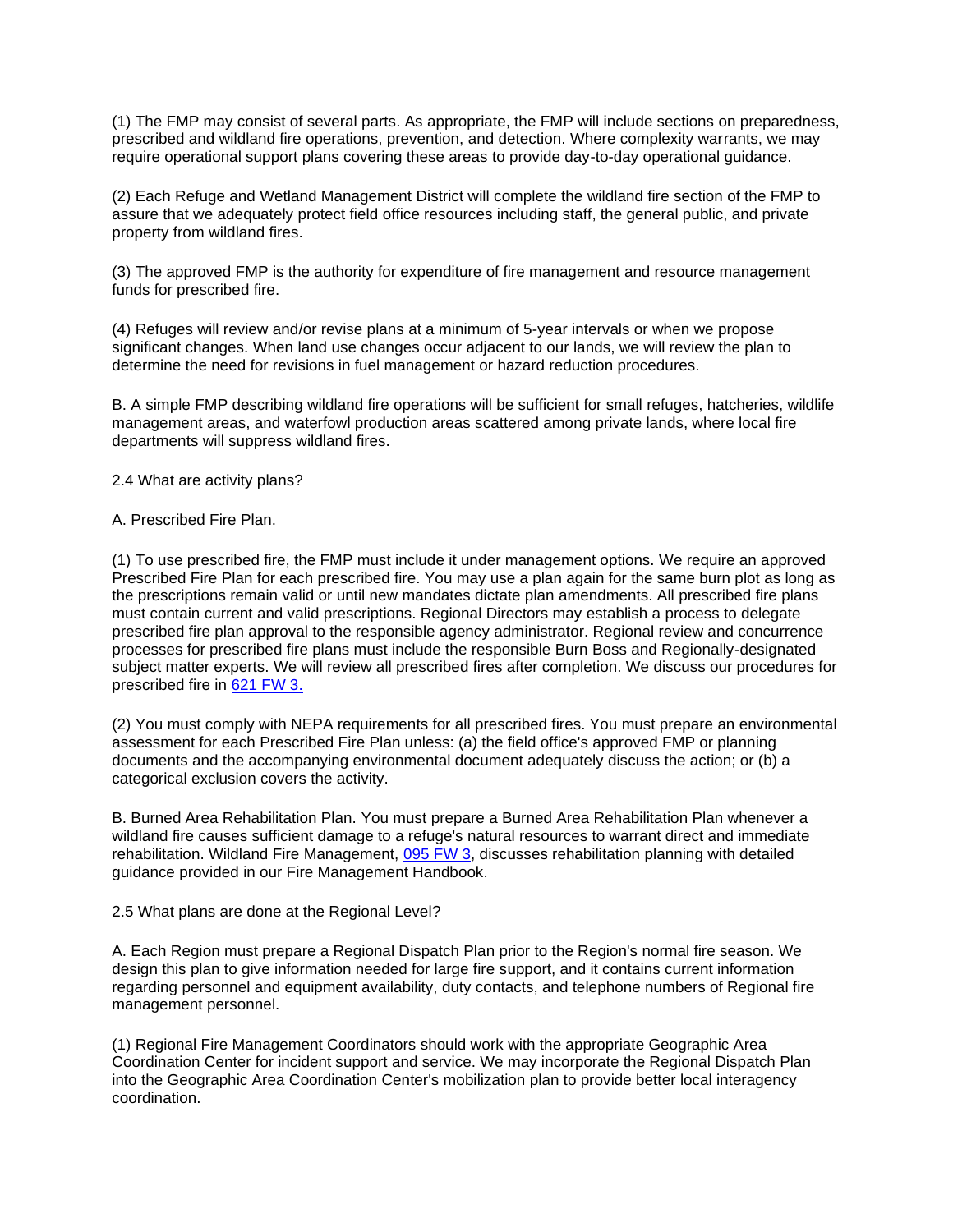(1) The FMP may consist of several parts. As appropriate, the FMP will include sections on preparedness, prescribed and wildland fire operations, prevention, and detection. Where complexity warrants, we may require operational support plans covering these areas to provide day-to-day operational guidance.

(2) Each Refuge and Wetland Management District will complete the wildland fire section of the FMP to assure that we adequately protect field office resources including staff, the general public, and private property from wildland fires.

(3) The approved FMP is the authority for expenditure of fire management and resource management funds for prescribed fire.

(4) Refuges will review and/or revise plans at a minimum of 5-year intervals or when we propose significant changes. When land use changes occur adjacent to our lands, we will review the plan to determine the need for revisions in fuel management or hazard reduction procedures.

B. A simple FMP describing wildland fire operations will be sufficient for small refuges, hatcheries, wildlife management areas, and waterfowl production areas scattered among private lands, where local fire departments will suppress wildland fires.

2.4 What are activity plans?

A. Prescribed Fire Plan.

(1) To use prescribed fire, the FMP must include it under management options. We require an approved Prescribed Fire Plan for each prescribed fire. You may use a plan again for the same burn plot as long as the prescriptions remain valid or until new mandates dictate plan amendments. All prescribed fire plans must contain current and valid prescriptions. Regional Directors may establish a process to delegate prescribed fire plan approval to the responsible agency administrator. Regional review and concurrence processes for prescribed fire plans must include the responsible Burn Boss and Regionally-designated subject matter experts. We will review all prescribed fires after completion. We discuss our procedures for prescribed fire in [621 FW 3.]

(2) You must comply with NEPA requirements for all prescribed fires. You must prepare an environmental assessment for each Prescribed Fire Plan unless: (a) the field office's approved FMP or planning documents and the accompanying environmental document adequately discuss the action; or (b) a categorical exclusion covers the activity.

B. Burned Area Rehabilitation Plan. You must prepare a Burned Area Rehabilitation Plan whenever a wildland fire causes sufficient damage to a refuge's natural resources to warrant direct and immediate rehabilitation. Wildland Fire Management, [095 FW 3], discusses rehabilitation planning with detailed guidance provided in our Fire Management Handbook.

2.5 What plans are done at the Regional Level?

A. Each Region must prepare a Regional Dispatch Plan prior to the Region's normal fire season. We design this plan to give information needed for large fire support, and it contains current information regarding personnel and equipment availability, duty contacts, and telephone numbers of Regional fire management personnel.

(1) Regional Fire Management Coordinators should work with the appropriate Geographic Area Coordination Center for incident support and service. We may incorporate the Regional Dispatch Plan into the Geographic Area Coordination Center's mobilization plan to provide better local interagency coordination.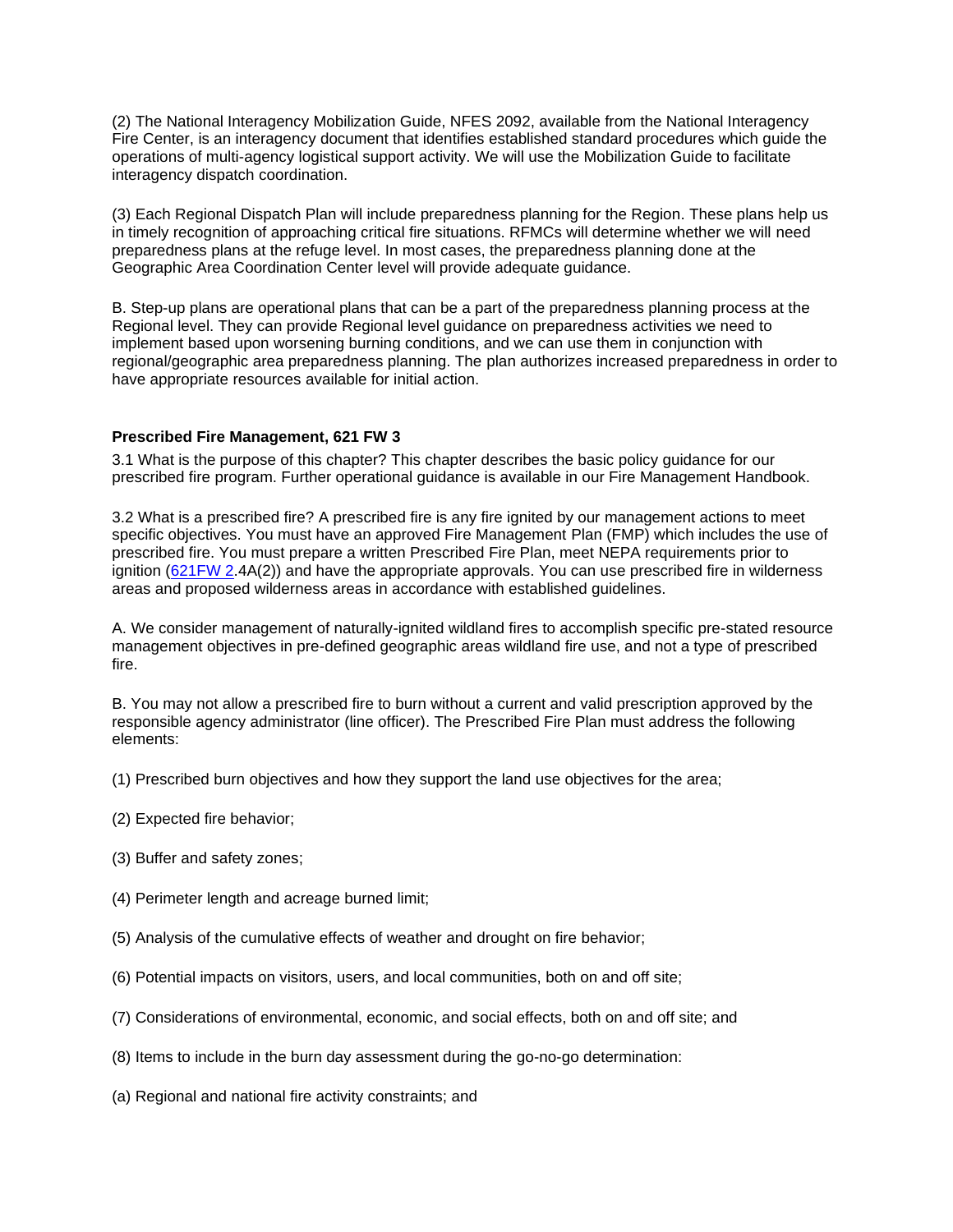(2) The National Interagency Mobilization Guide, NFES 2092, available from the National Interagency Fire Center, is an interagency document that identifies established standard procedures which guide the operations of multi-agency logistical support activity. We will use the Mobilization Guide to facilitate interagency dispatch coordination.

(3) Each Regional Dispatch Plan will include preparedness planning for the Region. These plans help us in timely recognition of approaching critical fire situations. RFMCs will determine whether we will need preparedness plans at the refuge level. In most cases, the preparedness planning done at the Geographic Area Coordination Center level will provide adequate guidance.

B. Step-up plans are operational plans that can be a part of the preparedness planning process at the Regional level. They can provide Regional level guidance on preparedness activities we need to implement based upon worsening burning conditions, and we can use them in conjunction with regional/geographic area preparedness planning. The plan authorizes increased preparedness in order to have appropriate resources available for initial action.

**Prescribed Fire Management, 621 FW 3**

3.1 What is the purpose of this chapter? This chapter describes the basic policy guidance for our prescribed fire program. Further operational guidance is available in our Fire Management Handbook.

3.2 What is a prescribed fire? A prescribed fire is any fire ignited by our management actions to meet specific objectives. You must have an approved Fire Management Plan (FMP) which includes the use of prescribed fire. You must prepare a written Prescribed Fire Plan, meet NEPA requirements prior to ignition (621FW 2.4A(2)) and have the appropriate approvals. You can use prescribed fire in wilderness areas and proposed wilderness areas in accordance with established guidelines.

A. We consider management of naturally-ignited wildland fires to accomplish specific pre-stated resource management objectives in pre-defined geographic areas wildland fire use, and not a type of prescribed fire.

B. You may not allow a prescribed fire to burn without a current and valid prescription approved by the responsible agency administrator (line officer). The Prescribed Fire Plan must address the following elements:

(1) Prescribed burn objectives and how they support the land use objectives for the area;

(2) Expected fire behavior;

(3) Buffer and safety zones;

(4) Perimeter length and acreage burned limit;

(5) Analysis of the cumulative effects of weather and drought on fire behavior;

(6) Potential impacts on visitors, users, and local communities, both on and off site;

(7) Considerations of environmental, economic, and social effects, both on and off site; and

(8) Items to include in the burn day assessment during the go-no-go determination:

(a) Regional and national fire activity constraints; and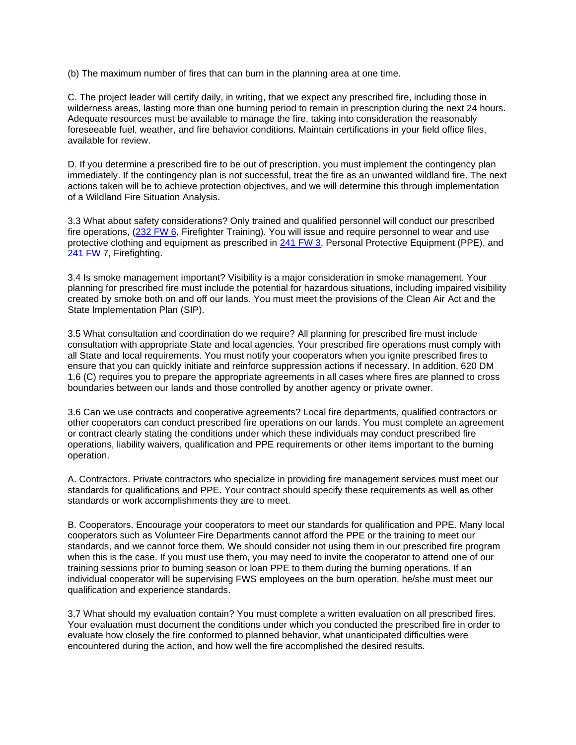(b) The maximum number of fires that can burn in the planning area at one time.

C. The project leader will certify daily, in writing, that we expect any prescribed fire, including those in wilderness areas, lasting more than one burning period to remain in prescription during the next 24 hours. Adequate resources must be available to manage the fire, taking into consideration the reasonably foreseeable fuel, weather, and fire behavior conditions. Maintain certifications in your field office files, available for review.

D. If you determine a prescribed fire to be out of prescription, you must implement the contingency plan immediately. If the contingency plan is not successful, treat the fire as an unwanted wildland fire. The next actions taken will be to achieve protection objectives, and we will determine this through implementation of a Wildland Fire Situation Analysis.

3.3 What about safety considerations? Only trained and qualified personnel will conduct our prescribed fire operations, (232 FW 6, Firefighter Training). You will issue and require personnel to wear and use protective clothing and equipment as prescribed in 241 FW 3, Personal Protective Equipment (PPE), and 241 FW 7, Firefighting.

3.4 Is smoke management important? Visibility is a major consideration in smoke management. Your planning for prescribed fire must include the potential for hazardous situations, including impaired visibility created by smoke both on and off our lands. You must meet the provisions of the Clean Air Act and the State Implementation Plan (SIP).

3.5 What consultation and coordination do we require? All planning for prescribed fire must include consultation with appropriate State and local agencies. Your prescribed fire operations must comply with all State and local requirements. You must notify your cooperators when you ignite prescribed fires to ensure that you can quickly initiate and reinforce suppression actions if necessary. In addition, 620 DM 1.6 (C) requires you to prepare the appropriate agreements in all cases where fires are planned to cross boundaries between our lands and those controlled by another agency or private owner.

3.6 Can we use contracts and cooperative agreements? Local fire departments, qualified contractors or other cooperators can conduct prescribed fire operations on our lands. You must complete an agreement or contract clearly stating the conditions under which these individuals may conduct prescribed fire operations, liability waivers, qualification and PPE requirements or other items important to the burning operation.

A. Contractors. Private contractors who specialize in providing fire management services must meet our standards for qualifications and PPE. Your contract should specify these requirements as well as other standards or work accomplishments they are to meet.

B. Cooperators. Encourage your cooperators to meet our standards for qualification and PPE. Many local cooperators such as Volunteer Fire Departments cannot afford the PPE or the training to meet our standards, and we cannot force them. We should consider not using them in our prescribed fire program when this is the case. If you must use them, you may need to invite the cooperator to attend one of our training sessions prior to burning season or loan PPE to them during the burning operations. If an individual cooperator will be supervising FWS employees on the burn operation, he/she must meet our qualification and experience standards.

3.7 What should my evaluation contain? You must complete a written evaluation on all prescribed fires. Your evaluation must document the conditions under which you conducted the prescribed fire in order to evaluate how closely the fire conformed to planned behavior, what unanticipated difficulties were encountered during the action, and how well the fire accomplished the desired results.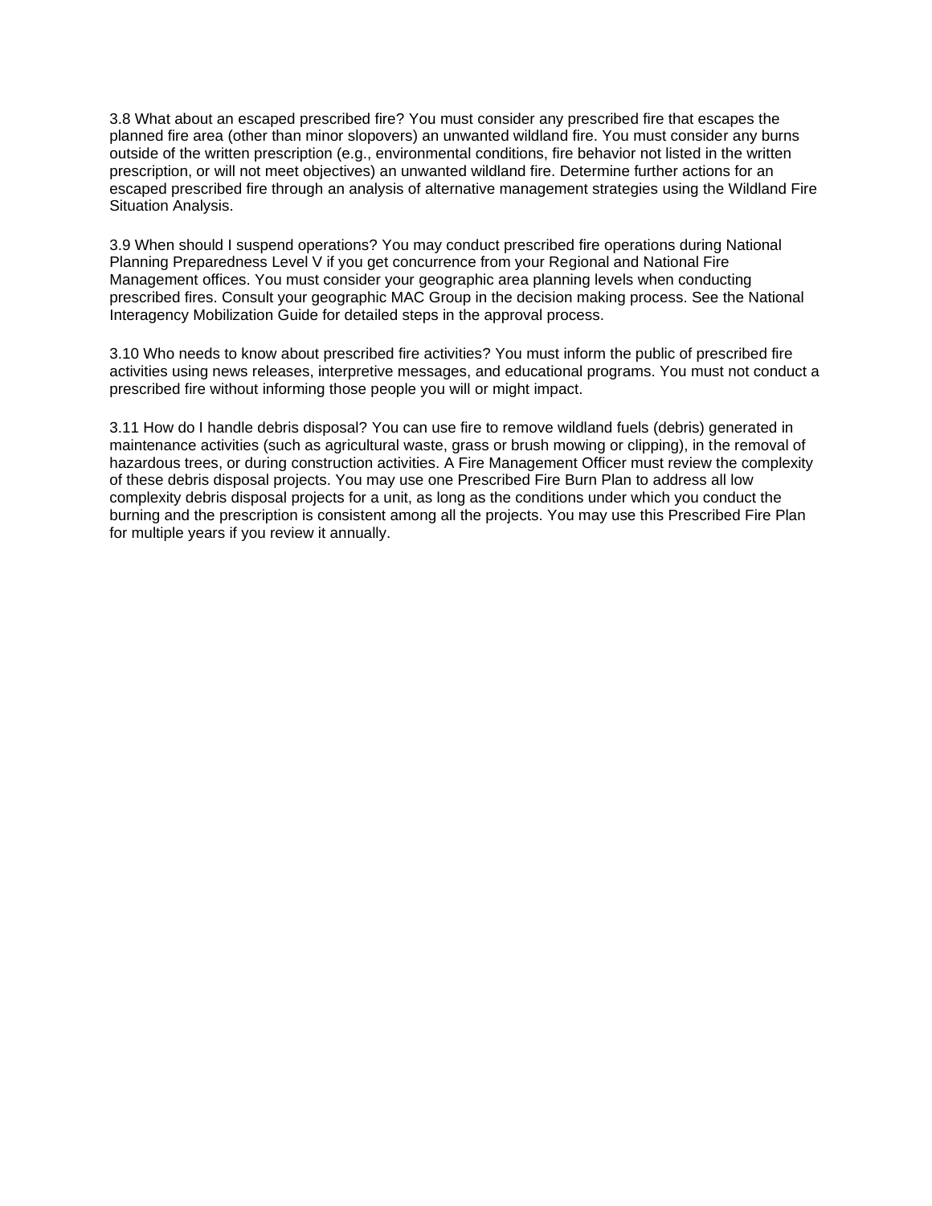3.8 What about an escaped prescribed fire? You must consider any prescribed fire that escapes the planned fire area (other than minor slopovers) an unwanted wildland fire. You must consider any burns outside of the written prescription (e.g., environmental conditions, fire behavior not listed in the written prescription, or will not meet objectives) an unwanted wildland fire. Determine further actions for an escaped prescribed fire through an analysis of alternative management strategies using the Wildland Fire Situation Analysis.

3.9 When should I suspend operations? You may conduct prescribed fire operations during National Planning Preparedness Level V if you get concurrence from your Regional and National Fire Management offices. You must consider your geographic area planning levels when conducting prescribed fires. Consult your geographic MAC Group in the decision making process. See the National Interagency Mobilization Guide for detailed steps in the approval process.

3.10 Who needs to know about prescribed fire activities? You must inform the public of prescribed fire activities using news releases, interpretive messages, and educational programs. You must not conduct a prescribed fire without informing those people you will or might impact.

3.11 How do I handle debris disposal? You can use fire to remove wildland fuels (debris) generated in maintenance activities (such as agricultural waste, grass or brush mowing or clipping), in the removal of hazardous trees, or during construction activities. A Fire Management Officer must review the complexity of these debris disposal projects. You may use one Prescribed Fire Burn Plan to address all low complexity debris disposal projects for a unit, as long as the conditions under which you conduct the burning and the prescription is consistent among all the projects. You may use this Prescribed Fire Plan for multiple years if you review it annually.